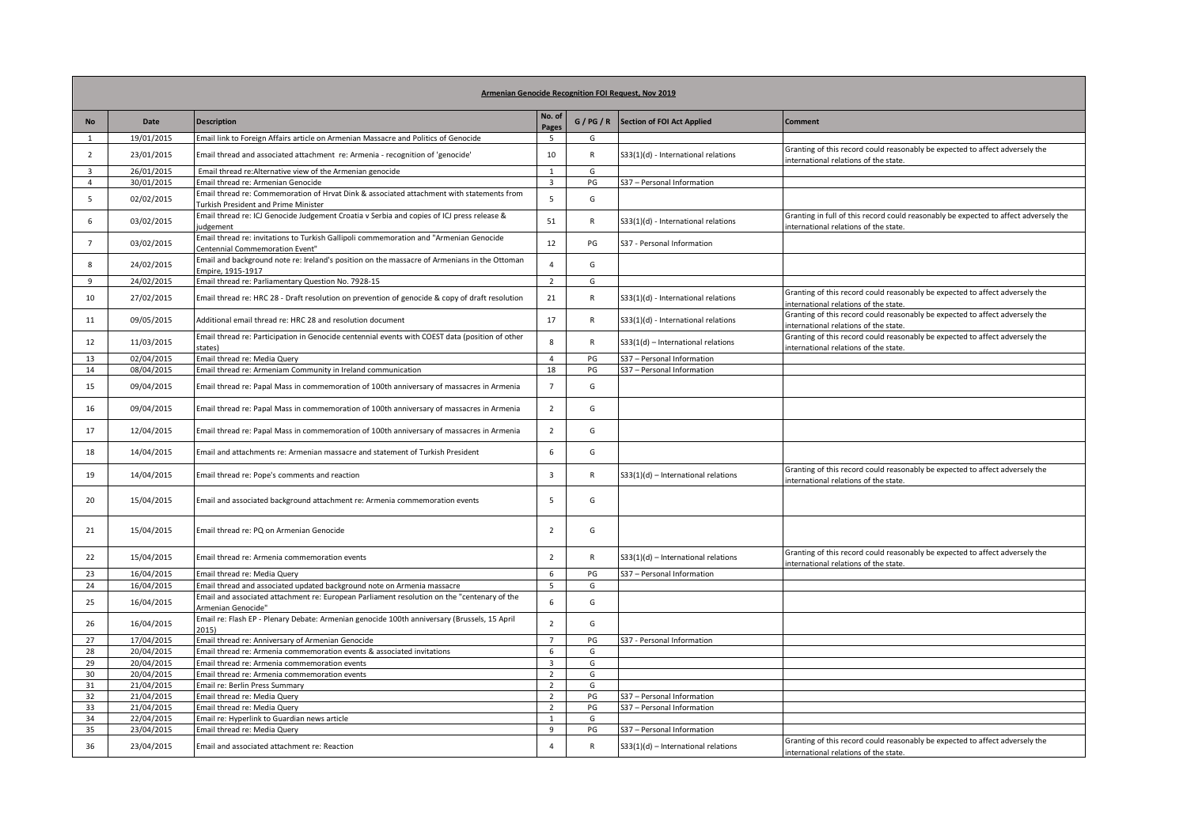**Armenian Genocide Recognition FOI Request, Nov 2019**

| No | Date | Description | No. of Pages | G / PG / R | Section of FOI Act Applied | Comment |
|---|---|---|---|---|---|---|
| 1 | 19/01/2015 | Email link to Foreign Affairs article on Armenian Massacre and Politics of Genocide | 5 | G | | |
| 2 | 23/01/2015 | Email thread and associated attachment re: Armenia - recognition of 'genocide' | 10 | R | S33(1)(d) - International relations | Granting of this record could reasonably be expected to affect adversely the international relations of the state. |
| 3 | 26/01/2015 | Email thread re:Alternative view of the Armenian genocide | 1 | G | | |
| 4 | 30/01/2015 | Email thread re: Armenian Genocide | 3 | PG | S37 – Personal Information | |
| 5 | 02/02/2015 | Email thread re: Commemoration of Hrvat Dink & associated attachment with statements from Turkish President and Prime Minister | 5 | G | | |
| 6 | 03/02/2015 | Email thread re: ICJ Genocide Judgement Croatia v Serbia and copies of ICJ press release & judgement | 51 | R | S33(1)(d) - International relations | Granting in full of this record could reasonably be expected to affect adversely the international relations of the state. |
| 7 | 03/02/2015 | Email thread re: invitations to Turkish Gallipoli commemoration and "Armenian Genocide Centennial Commemoration Event" | 12 | PG | S37 - Personal Information | |
| 8 | 24/02/2015 | Email and background note re: Ireland's position on the massacre of Armenians in the Ottoman Empire, 1915-1917 | 4 | G | | |
| 9 | 24/02/2015 | Email thread re: Parliamentary Question No. 7928-15 | 2 | G | | |
| 10 | 27/02/2015 | Email thread re: HRC 28 - Draft resolution on prevention of genocide & copy of draft resolution | 21 | R | S33(1)(d) - International relations | Granting of this record could reasonably be expected to affect adversely the international relations of the state. |
| 11 | 09/05/2015 | Additional email thread re: HRC 28 and resolution document | 17 | R | S33(1)(d) - International relations | Granting of this record could reasonably be expected to affect adversely the international relations of the state. |
| 12 | 11/03/2015 | Email thread re: Participation in Genocide centennial events with COEST data (position of other states) | 8 | R | S33(1(d) – International relations | Granting of this record could reasonably be expected to affect adversely the international relations of the state. |
| 13 | 02/04/2015 | Email thread re: Media Query | 4 | PG | S37 – Personal Information | |
| 14 | 08/04/2015 | Email thread re: Armeniam Community in Ireland communication | 18 | PG | S37 – Personal Information | |
| 15 | 09/04/2015 | Email thread re: Papal Mass in commemoration of 100th anniversary of massacres in Armenia | 7 | G | | |
| 16 | 09/04/2015 | Email thread re: Papal Mass in commemoration of 100th anniversary of massacres in Armenia | 2 | G | | |
| 17 | 12/04/2015 | Email thread re: Papal Mass in commemoration of 100th anniversary of massacres in Armenia | 2 | G | | |
| 18 | 14/04/2015 | Email and attachments re: Armenian massacre and statement of Turkish President | 6 | G | | |
| 19 | 14/04/2015 | Email thread re: Pope's comments and reaction | 3 | R | S33(1)(d) – International relations | Granting of this record could reasonably be expected to affect adversely the international relations of the state. |
| 20 | 15/04/2015 | Email and associated background attachment re: Armenia commemoration events | 5 | G | | |
| 21 | 15/04/2015 | Email thread re: PQ on Armenian Genocide | 2 | G | | |
| 22 | 15/04/2015 | Email thread re: Armenia commemoration events | 2 | R | S33(1)(d) – International relations | Granting of this record could reasonably be expected to affect adversely the international relations of the state. |
| 23 | 16/04/2015 | Email thread re: Media Query | 6 | PG | S37 – Personal Information | |
| 24 | 16/04/2015 | Email thread and associated updated background note on Armenia massacre | 5 | G | | |
| 25 | 16/04/2015 | Email and associated attachment re: European Parliament resolution on the "centenary of the Armenian Genocide" | 6 | G | | |
| 26 | 16/04/2015 | Email re: Flash EP - Plenary Debate: Armenian genocide 100th anniversary (Brussels, 15 April 2015) | 2 | G | | |
| 27 | 17/04/2015 | Email thread re: Anniversary of Armenian Genocide | 7 | PG | S37 - Personal Information | |
| 28 | 20/04/2015 | Email thread re: Armenia commemoration events & associated invitations | 6 | G | | |
| 29 | 20/04/2015 | Email thread re: Armenia commemoration events | 3 | G | | |
| 30 | 20/04/2015 | Email thread re: Armenia commemoration events | 2 | G | | |
| 31 | 21/04/2015 | Email re: Berlin Press Summary | 2 | G | | |
| 32 | 21/04/2015 | Email thread re: Media Query | 2 | PG | S37 – Personal Information | |
| 33 | 21/04/2015 | Email thread re: Media Query | 2 | PG | S37 – Personal Information | |
| 34 | 22/04/2015 | Email re: Hyperlink to Guardian news article | 1 | G | | |
| 35 | 23/04/2015 | Email thread re: Media Query | 9 | PG | S37 – Personal Information | |
| 36 | 23/04/2015 | Email and associated attachment re: Reaction | 4 | R | S33(1)(d) – International relations | Granting of this record could reasonably be expected to affect adversely the international relations of the state. |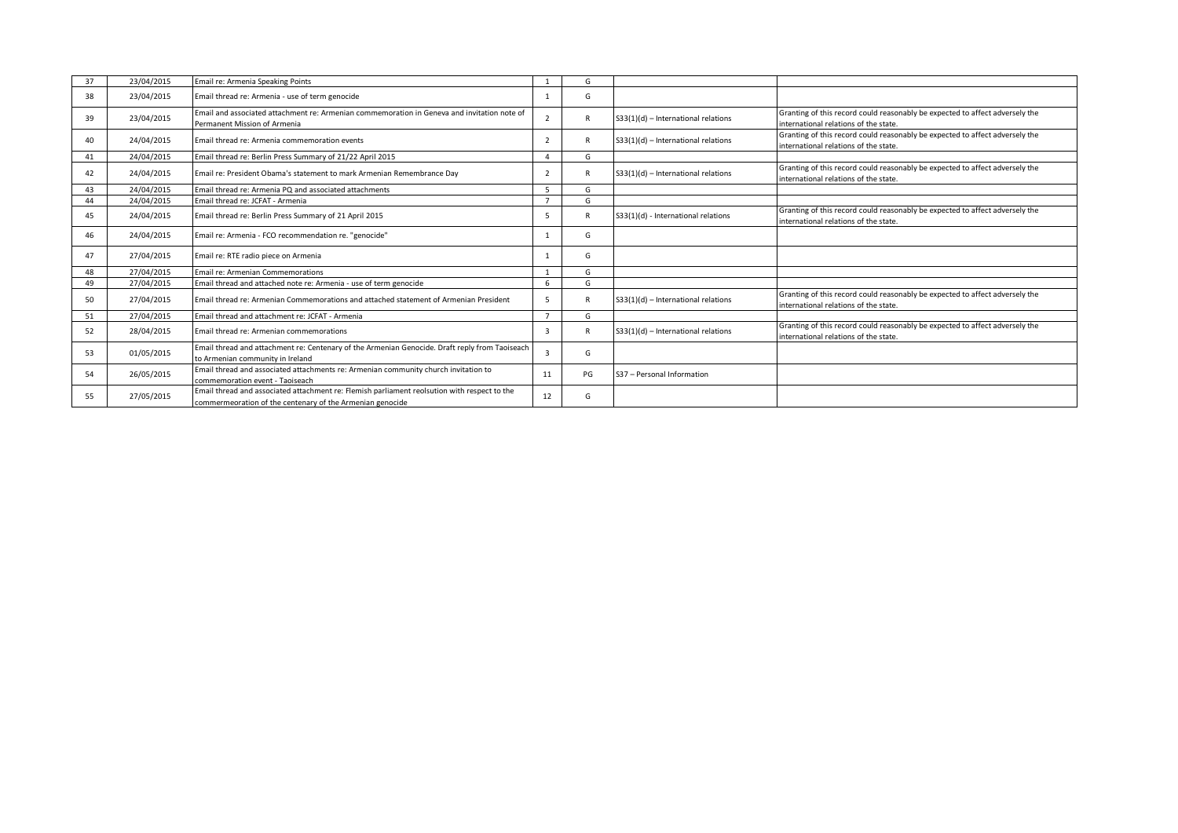| | | | | | | |
|---|---|---|---|---|---|---|
| 37 | 23/04/2015 | Email re: Armenia Speaking Points | 1 | G | | |
| 38 | 23/04/2015 | Email thread re: Armenia - use of term genocide | 1 | G | | |
| 39 | 23/04/2015 | Email and associated attachment re: Armenian commemoration in Geneva and invitation note of Permanent Mission of Armenia | 2 | R | S33(1)(d) – International relations | Granting of this record could reasonably be expected to affect adversely the international relations of the state. |
| 40 | 24/04/2015 | Email thread re: Armenia commemoration events | 2 | R | S33(1)(d) – International relations | Granting of this record could reasonably be expected to affect adversely the international relations of the state. |
| 41 | 24/04/2015 | Email thread re: Berlin Press Summary of 21/22 April 2015 | 4 | G | | |
| 42 | 24/04/2015 | Email re: President Obama's statement to mark Armenian Remembrance Day | 2 | R | S33(1)(d) – International relations | Granting of this record could reasonably be expected to affect adversely the international relations of the state. |
| 43 | 24/04/2015 | Email thread re: Armenia PQ and associated attachments | 5 | G | | |
| 44 | 24/04/2015 | Email thread re: JCFAT - Armenia | 7 | G | | |
| 45 | 24/04/2015 | Email thread re: Berlin Press Summary of 21 April 2015 | 5 | R | S33(1)(d) - International relations | Granting of this record could reasonably be expected to affect adversely the international relations of the state. |
| 46 | 24/04/2015 | Email re: Armenia - FCO recommendation re. "genocide" | 1 | G | | |
| 47 | 27/04/2015 | Email re: RTE radio piece on Armenia | 1 | G | | |
| 48 | 27/04/2015 | Email re: Armenian Commemorations | 1 | G | | |
| 49 | 27/04/2015 | Email thread and attached note re: Armenia - use of term genocide | 6 | G | | |
| 50 | 27/04/2015 | Email thread re: Armenian Commemorations and attached statement of Armenian President | 5 | R | S33(1)(d) – International relations | Granting of this record could reasonably be expected to affect adversely the international relations of the state. |
| 51 | 27/04/2015 | Email thread and attachment re: JCFAT - Armenia | 7 | G | | |
| 52 | 28/04/2015 | Email thread re: Armenian commemorations | 3 | R | S33(1)(d) – International relations | Granting of this record could reasonably be expected to affect adversely the international relations of the state. |
| 53 | 01/05/2015 | Email thread and attachment re: Centenary of the Armenian Genocide. Draft reply from Taoiseach to Armenian community in Ireland | 3 | G | | |
| 54 | 26/05/2015 | Email thread and associated attachments re: Armenian community church invitation to commemoration event - Taoiseach | 11 | PG | S37 – Personal Information | |
| 55 | 27/05/2015 | Email thread and associated attachment re: Flemish parliament reolsution with respect to the commermeoration of the centenary of the Armenian genocide | 12 | G | | |